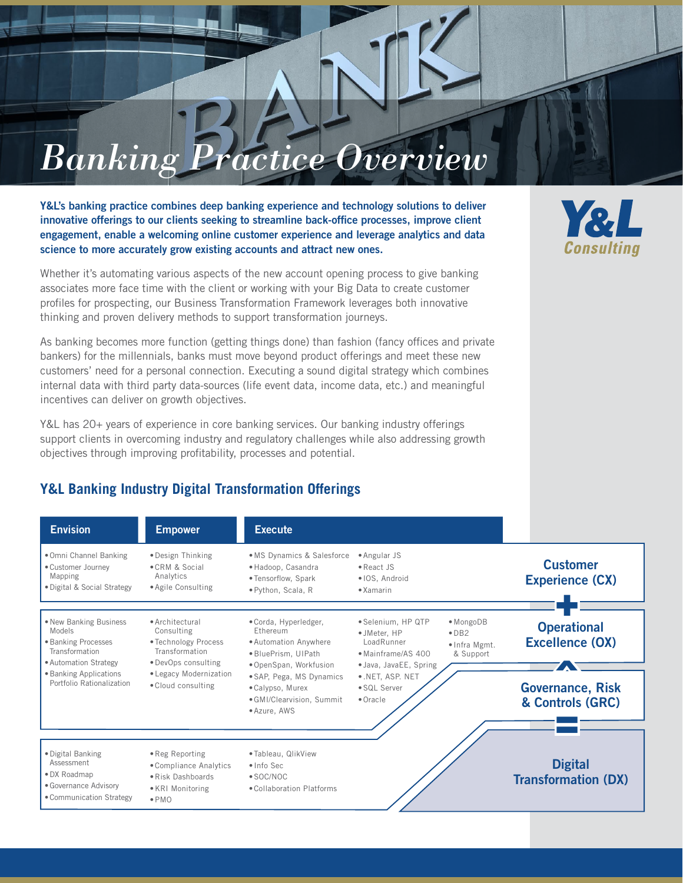# Banking Practice Overview

**Y&L Consulting**

**Y&L's banking practice combines deep banking experience and technology solutions to deliver innovative offerings to our clients seeking to streamline back-office processes, improve client engagement, enable a welcoming online customer experience and leverage analytics and data science to more accurately grow existing accounts and attract new ones.**

Whether it's automating various aspects of the new account opening process to give banking associates more face time with the client or working with your Big Data to create customer profiles for prospecting, our Business Transformation Framework leverages both innovative thinking and proven delivery methods to support transformation journeys.

As banking becomes more function (getting things done) than fashion (fancy offices and private bankers) for the millennials, banks must move beyond product offerings and meet these new customers' need for a personal connection. Executing a sound digital strategy which combines internal data with third party data-sources (life event data, income data, etc.) and meaningful incentives can deliver on growth objectives.

Y&L has 20+ years of experience in core banking services. Our banking industry offerings support clients in overcoming industry and regulatory challenges while also addressing growth objectives through improving profitability, processes and potential.

## Y&L Banking Industry Digital Transformation Offerings

| Envision | Empower | Execute | | | |
|---|---|---|---|---|---|
| • Omni Channel Banking<br>• Customer Journey Mapping<br>• Digital & Social Strategy | • Design Thinking<br>• CRM & Social Analytics<br>• Agile Consulting | • MS Dynamics & Salesforce<br>• Hadoop, Casandra<br>• Tensorflow, Spark<br>• Python, Scala, R | • Angular JS<br>• React JS<br>• IOS, Android<br>• Xamarin | | **Customer Experience (CX)** |
| | | | | | **+** |
| • New Banking Business Models<br>• Banking Processes Transformation<br>• Automation Strategy<br>• Banking Applications Portfolio Rationalization | • Architectural Consulting<br>• Technology Process Transformation<br>• DevOps consulting<br>• Legacy Modernization<br>• Cloud consulting | • Corda, Hyperledger, Ethereum<br>• Automation Anywhere<br>• BluePrism, UIPath<br>• OpenSpan, Workfusion<br>• SAP, Pega, MS Dynamics<br>• Calypso, Murex<br>• GMI/Clearvision, Summit<br>• Azure, AWS | • Selenium, HP QTP<br>• JMeter, HP LoadRunner<br>• Mainframe/AS 400<br>• Java, JavaEE, Spring<br>• .NET, ASP. NET<br>• SQL Server<br>• Oracle | • MongoDB<br>• DB2<br>• Infra Mgmt. & Support | **Operational Excellence (OX)** |
| | | | | | **^** |
| | | | | | **Governance, Risk & Controls (GRC)** |
| | | | | | **=** |
| • Digital Banking Assessment<br>• DX Roadmap<br>• Governance Advisory<br>• Communication Strategy | • Reg Reporting<br>• Compliance Analytics<br>• Risk Dashboards<br>• KRI Monitoring<br>• PMO | • Tableau, QlikView<br>• Info Sec<br>• SOC/NOC<br>• Collaboration Platforms | | | **Digital Transformation (DX)** |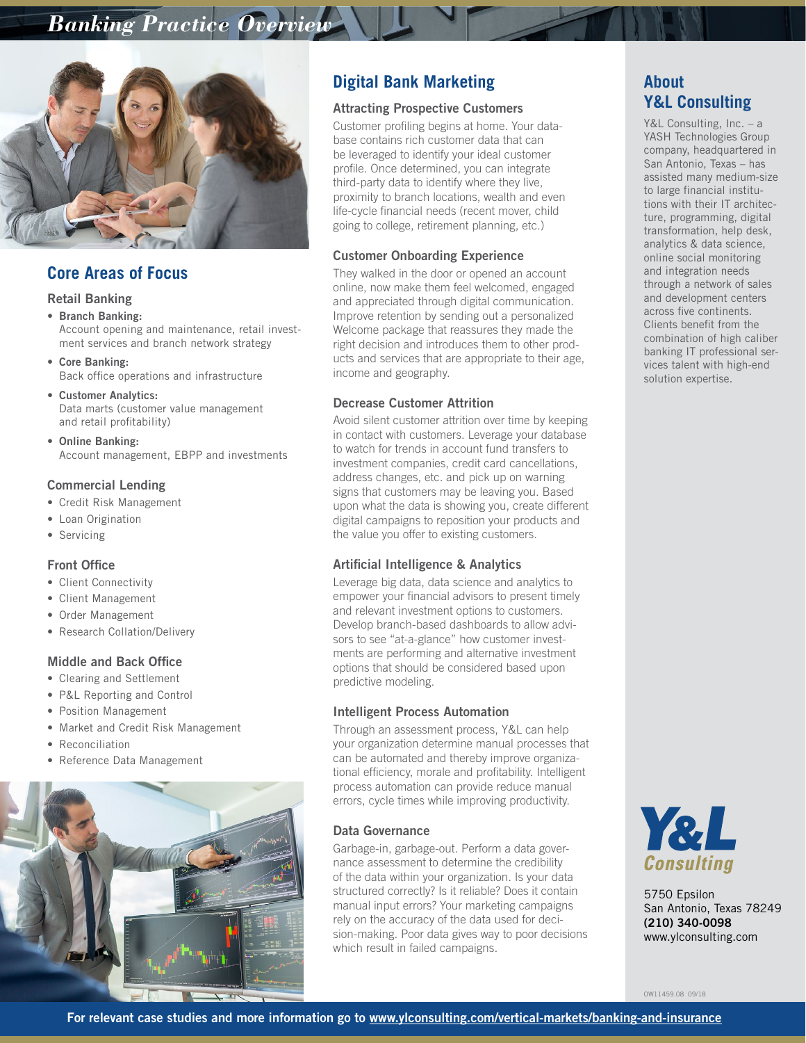# Banking Practice Overview

## Core Areas of Focus

### Retail Banking

- **Branch Banking:** Account opening and maintenance, retail investment services and branch network strategy
- **Core Banking:** Back office operations and infrastructure
- **Customer Analytics:** Data marts (customer value management and retail profitability)
- **Online Banking:** Account management, EBPP and investments

### Commercial Lending

- Credit Risk Management
- Loan Origination
- Servicing

### Front Office

- Client Connectivity
- Client Management
- Order Management
- Research Collation/Delivery

### Middle and Back Office

- Clearing and Settlement
- P&L Reporting and Control
- Position Management
- Market and Credit Risk Management
- Reconciliation
- Reference Data Management

## Digital Bank Marketing

### Attracting Prospective Customers

Customer profiling begins at home. Your database contains rich customer data that can be leveraged to identify your ideal customer profile. Once determined, you can integrate third-party data to identify where they live, proximity to branch locations, wealth and even life-cycle financial needs (recent mover, child going to college, retirement planning, etc.)

### Customer Onboarding Experience

They walked in the door or opened an account online, now make them feel welcomed, engaged and appreciated through digital communication. Improve retention by sending out a personalized Welcome package that reassures they made the right decision and introduces them to other products and services that are appropriate to their age, income and geography.

### Decrease Customer Attrition

Avoid silent customer attrition over time by keeping in contact with customers. Leverage your database to watch for trends in account fund transfers to investment companies, credit card cancellations, address changes, etc. and pick up on warning signs that customers may be leaving you. Based upon what the data is showing you, create different digital campaigns to reposition your products and the value you offer to existing customers.

### Artificial Intelligence & Analytics

Leverage big data, data science and analytics to empower your financial advisors to present timely and relevant investment options to customers. Develop branch-based dashboards to allow advisors to see "at-a-glance" how customer investments are performing and alternative investment options that should be considered based upon predictive modeling.

### Intelligent Process Automation

Through an assessment process, Y&L can help your organization determine manual processes that can be automated and thereby improve organizational efficiency, morale and profitability. Intelligent process automation can provide reduce manual errors, cycle times while improving productivity.

### Data Governance

Garbage-in, garbage-out. Perform a data governance assessment to determine the credibility of the data within your organization. Is your data structured correctly? Is it reliable? Does it contain manual input errors? Your marketing campaigns rely on the accuracy of the data used for decision-making. Poor data gives way to poor decisions which result in failed campaigns.

## About Y&L Consulting

Y&L Consulting, Inc. – a YASH Technologies Group company, headquartered in San Antonio, Texas – has assisted many medium-size to large financial institutions with their IT architecture, programming, digital transformation, help desk, analytics & data science, online social monitoring and integration needs through a network of sales and development centers across five continents. Clients benefit from the combination of high caliber banking IT professional services talent with high-end solution expertise.

Y&L Consulting

5750 Epsilon
San Antonio, Texas 78249
**(210) 340-0098**
www.ylconsulting.com

0W11459.08 09/18

**For relevant case studies and more information go to www.ylconsulting.com/vertical-markets/banking-and-insurance**